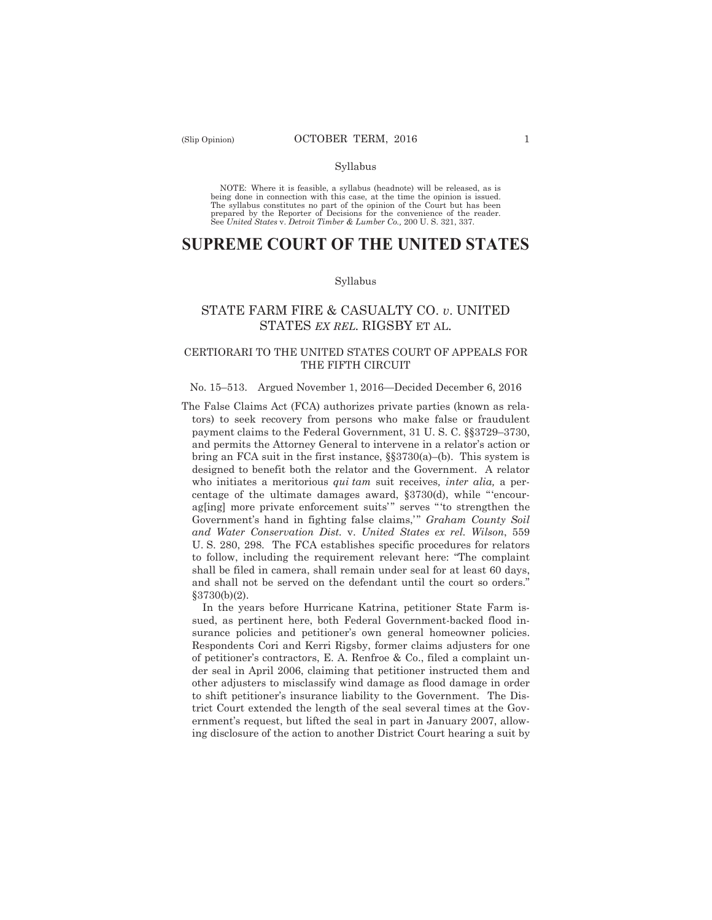Syllabus

NOTE: Where it is feasible, a syllabus (headnote) will be released, as is being done in connection with this case, at the time the opinion is issued. The syllabus constitutes no part of the opinion of the Court but has been prepared by the Reporter of Decisions for the convenience of the reader. See *United States* v. *Detroit Timber & Lumber Co.,* 200 U. S. 321, 337.

# SUPREME COURT OF THE UNITED STATES

Syllabus

## STATE FARM FIRE & CASUALTY CO. *v*. UNITED STATES *EX REL.* RIGSBY ET AL.

### CERTIORARI TO THE UNITED STATES COURT OF APPEALS FOR THE FIFTH CIRCUIT

No. 15–513. Argued November 1, 2016—Decided December 6, 2016

The False Claims Act (FCA) authorizes private parties (known as relators) to seek recovery from persons who make false or fraudulent payment claims to the Federal Government, 31 U. S. C. §§3729–3730, and permits the Attorney General to intervene in a relator's action or bring an FCA suit in the first instance, §§3730(a)–(b). This system is designed to benefit both the relator and the Government. A relator who initiates a meritorious *qui tam* suit receives, *inter alia,* a percentage of the ultimate damages award, §3730(d), while "'encourag[ing] more private enforcement suits'" serves "'to strengthen the Government's hand in fighting false claims,'" *Graham County Soil and Water Conservation Dist.* v. *United States ex rel. Wilson*, 559 U. S. 280, 298. The FCA establishes specific procedures for relators to follow, including the requirement relevant here: "The complaint shall be filed in camera, shall remain under seal for at least 60 days, and shall not be served on the defendant until the court so orders." §3730(b)(2).

In the years before Hurricane Katrina, petitioner State Farm issued, as pertinent here, both Federal Government-backed flood insurance policies and petitioner's own general homeowner policies. Respondents Cori and Kerri Rigsby, former claims adjusters for one of petitioner's contractors, E. A. Renfroe & Co., filed a complaint under seal in April 2006, claiming that petitioner instructed them and other adjusters to misclassify wind damage as flood damage in order to shift petitioner's insurance liability to the Government. The District Court extended the length of the seal several times at the Government's request, but lifted the seal in part in January 2007, allowing disclosure of the action to another District Court hearing a suit by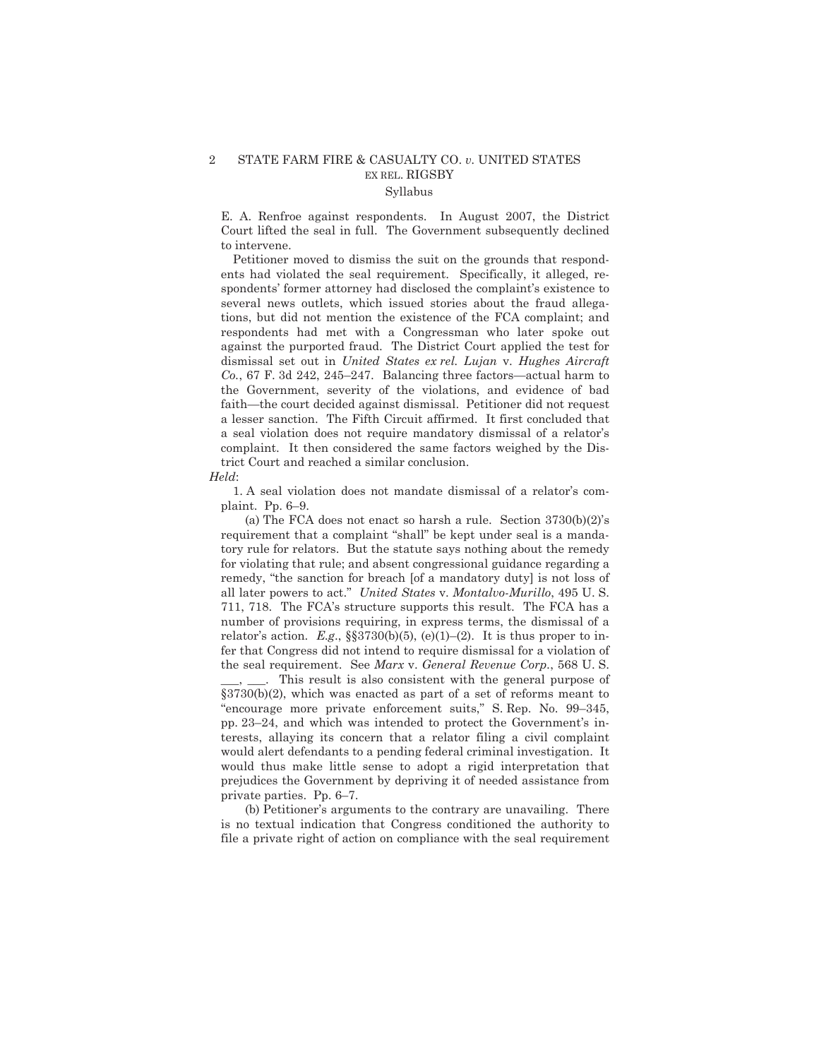E. A. Renfroe against respondents. In August 2007, the District Court lifted the seal in full. The Government subsequently declined to intervene.

Petitioner moved to dismiss the suit on the grounds that respondents had violated the seal requirement. Specifically, it alleged, respondents' former attorney had disclosed the complaint's existence to several news outlets, which issued stories about the fraud allegations, but did not mention the existence of the FCA complaint; and respondents had met with a Congressman who later spoke out against the purported fraud. The District Court applied the test for dismissal set out in *United States ex rel. Lujan* v. *Hughes Aircraft Co.*, 67 F. 3d 242, 245–247. Balancing three factors—actual harm to the Government, severity of the violations, and evidence of bad faith—the court decided against dismissal. Petitioner did not request a lesser sanction. The Fifth Circuit affirmed. It first concluded that a seal violation does not require mandatory dismissal of a relator's complaint. It then considered the same factors weighed by the District Court and reached a similar conclusion.

*Held*:

1. A seal violation does not mandate dismissal of a relator's complaint. Pp. 6–9.

(a) The FCA does not enact so harsh a rule. Section 3730(b)(2)'s requirement that a complaint "shall" be kept under seal is a mandatory rule for relators. But the statute says nothing about the remedy for violating that rule; and absent congressional guidance regarding a remedy, "the sanction for breach [of a mandatory duty] is not loss of all later powers to act." *United States* v. *Montalvo-Murillo*, 495 U. S. 711, 718. The FCA's structure supports this result. The FCA has a number of provisions requiring, in express terms, the dismissal of a relator's action. *E.g.*, §§3730(b)(5), (e)(1)–(2). It is thus proper to infer that Congress did not intend to require dismissal for a violation of the seal requirement. See *Marx* v. *General Revenue Corp.*, 568 U. S. \_\_\_, \_\_\_. This result is also consistent with the general purpose of §3730(b)(2), which was enacted as part of a set of reforms meant to "encourage more private enforcement suits," S. Rep. No. 99–345, pp. 23–24, and which was intended to protect the Government's interests, allaying its concern that a relator filing a civil complaint would alert defendants to a pending federal criminal investigation. It would thus make little sense to adopt a rigid interpretation that prejudices the Government by depriving it of needed assistance from private parties. Pp. 6–7.

(b) Petitioner's arguments to the contrary are unavailing. There is no textual indication that Congress conditioned the authority to file a private right of action on compliance with the seal requirement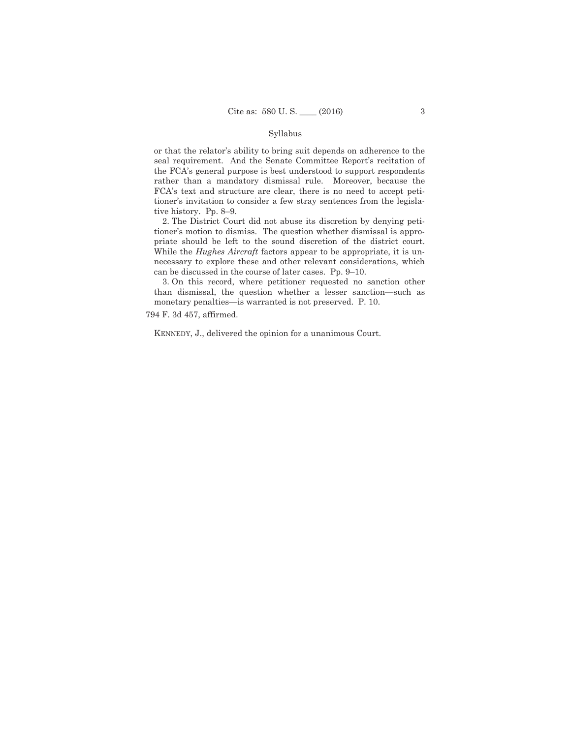or that the relator's ability to bring suit depends on adherence to the seal requirement. And the Senate Committee Report's recitation of the FCA's general purpose is best understood to support respondents rather than a mandatory dismissal rule. Moreover, because the FCA's text and structure are clear, there is no need to accept petitioner's invitation to consider a few stray sentences from the legislative history. Pp. 8–9.

2. The District Court did not abuse its discretion by denying petitioner's motion to dismiss. The question whether dismissal is appropriate should be left to the sound discretion of the district court. While the *Hughes Aircraft* factors appear to be appropriate, it is unnecessary to explore these and other relevant considerations, which can be discussed in the course of later cases. Pp. 9–10.

3. On this record, where petitioner requested no sanction other than dismissal, the question whether a lesser sanction—such as monetary penalties—is warranted is not preserved. P. 10.

794 F. 3d 457, affirmed.

KENNEDY, J., delivered the opinion for a unanimous Court.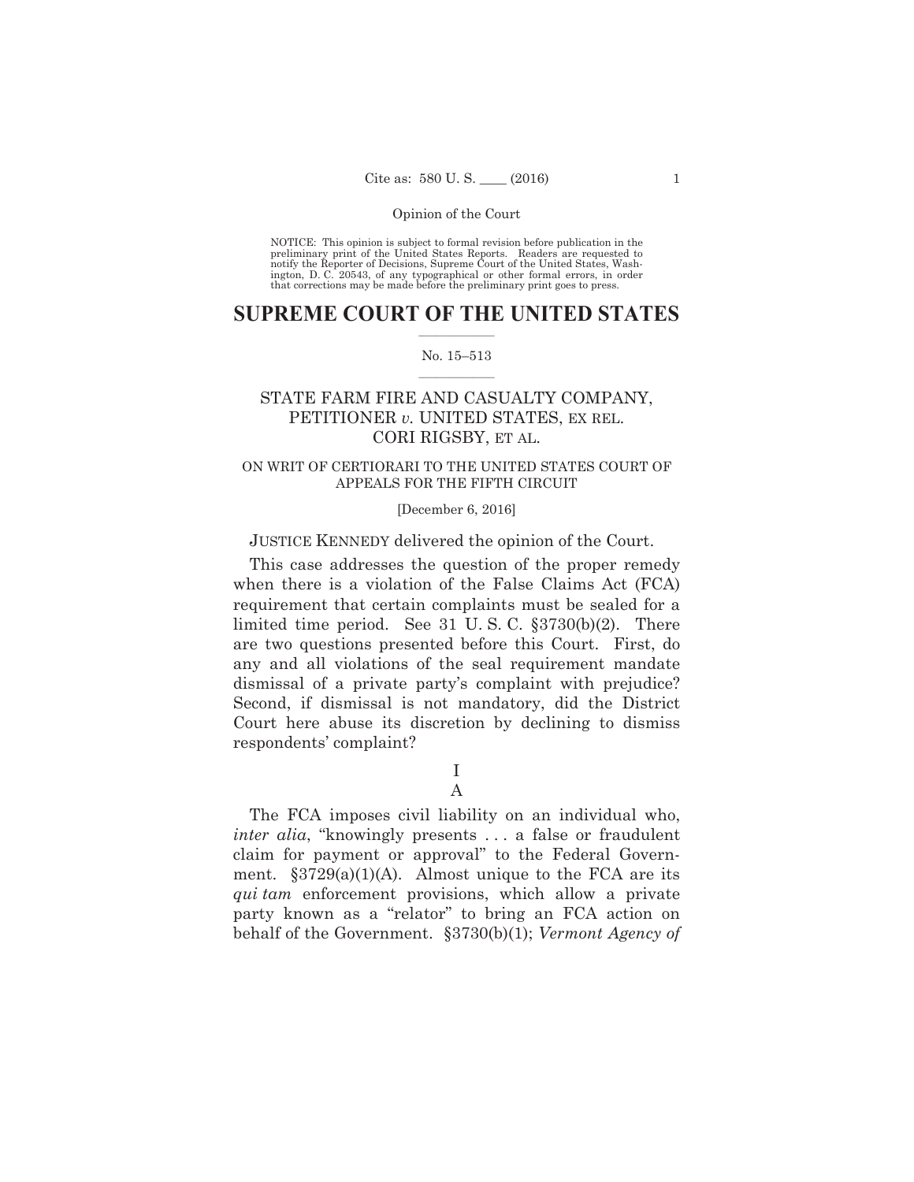NOTICE: This opinion is subject to formal revision before publication in the preliminary print of the United States Reports. Readers are requested to notify the Reporter of Decisions, Supreme Court of the United States, Washington, D. C. 20543, of any typographical or other formal errors, in order that corrections may be made before the preliminary print goes to press.

# SUPREME COURT OF THE UNITED STATES

No. 15–513

## STATE FARM FIRE AND CASUALTY COMPANY, PETITIONER *v.* UNITED STATES, EX REL. CORI RIGSBY, ET AL.

ON WRIT OF CERTIORARI TO THE UNITED STATES COURT OF APPEALS FOR THE FIFTH CIRCUIT

[December 6, 2016]

JUSTICE KENNEDY delivered the opinion of the Court.

This case addresses the question of the proper remedy when there is a violation of the False Claims Act (FCA) requirement that certain complaints must be sealed for a limited time period. See 31 U. S. C. §3730(b)(2). There are two questions presented before this Court. First, do any and all violations of the seal requirement mandate dismissal of a private party's complaint with prejudice? Second, if dismissal is not mandatory, did the District Court here abuse its discretion by declining to dismiss respondents' complaint?

## I

### A

The FCA imposes civil liability on an individual who, *inter alia*, "knowingly presents . . . a false or fraudulent claim for payment or approval" to the Federal Government. §3729(a)(1)(A). Almost unique to the FCA are its *qui tam* enforcement provisions, which allow a private party known as a "relator" to bring an FCA action on behalf of the Government. §3730(b)(1); *Vermont Agency of*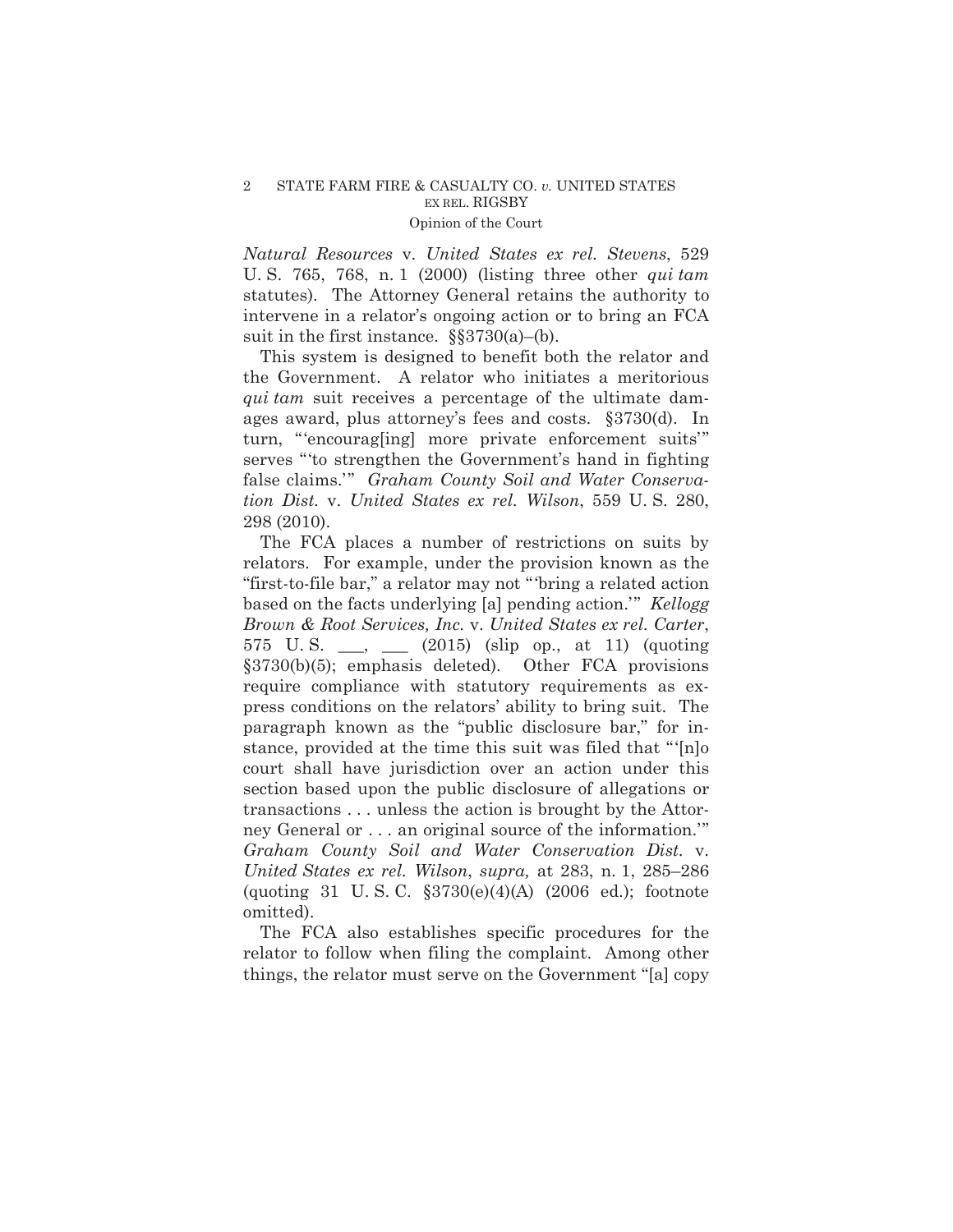*Natural Resources* v. *United States ex rel. Stevens*, 529 U. S. 765, 768, n. 1 (2000) (listing three other *qui tam* statutes). The Attorney General retains the authority to intervene in a relator's ongoing action or to bring an FCA suit in the first instance. §§3730(a)–(b).

This system is designed to benefit both the relator and the Government. A relator who initiates a meritorious *qui tam* suit receives a percentage of the ultimate damages award, plus attorney's fees and costs. §3730(d). In turn, "'encourag[ing] more private enforcement suits'" serves "'to strengthen the Government's hand in fighting false claims.'" *Graham County Soil and Water Conservation Dist.* v. *United States ex rel. Wilson*, 559 U. S. 280, 298 (2010).

The FCA places a number of restrictions on suits by relators. For example, under the provision known as the "first-to-file bar," a relator may not "'bring a related action based on the facts underlying [a] pending action.'" *Kellogg Brown & Root Services, Inc.* v. *United States ex rel. Carter*, 575 U. S. \_\_\_, \_\_\_ (2015) (slip op., at 11) (quoting §3730(b)(5); emphasis deleted). Other FCA provisions require compliance with statutory requirements as express conditions on the relators' ability to bring suit. The paragraph known as the "public disclosure bar," for instance, provided at the time this suit was filed that "'[n]o court shall have jurisdiction over an action under this section based upon the public disclosure of allegations or transactions . . . unless the action is brought by the Attorney General or . . . an original source of the information.'" *Graham County Soil and Water Conservation Dist.* v. *United States ex rel. Wilson*, *supra,* at 283, n. 1, 285–286 (quoting 31 U. S. C. §3730(e)(4)(A) (2006 ed.); footnote omitted).

The FCA also establishes specific procedures for the relator to follow when filing the complaint. Among other things, the relator must serve on the Government "[a] copy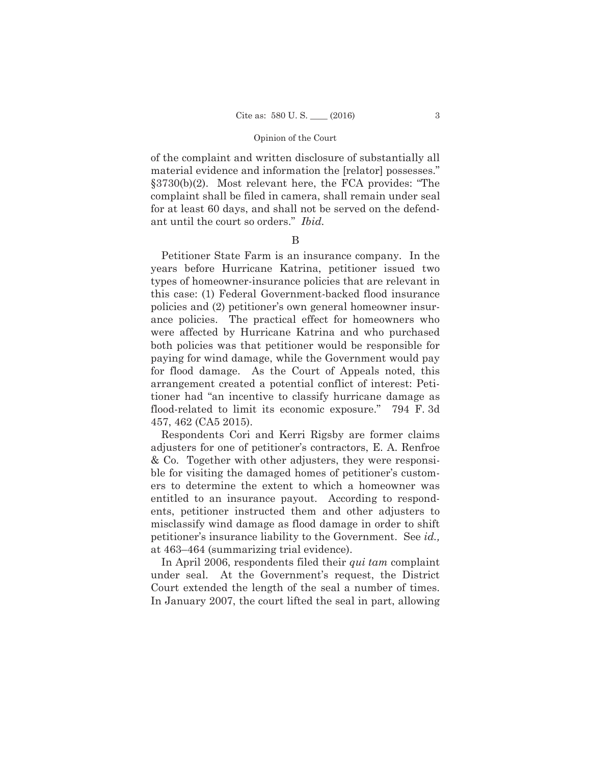of the complaint and written disclosure of substantially all material evidence and information the [relator] possesses." §3730(b)(2). Most relevant here, the FCA provides: "The complaint shall be filed in camera, shall remain under seal for at least 60 days, and shall not be served on the defendant until the court so orders." *Ibid.*

B

Petitioner State Farm is an insurance company. In the years before Hurricane Katrina, petitioner issued two types of homeowner-insurance policies that are relevant in this case: (1) Federal Government-backed flood insurance policies and (2) petitioner's own general homeowner insurance policies. The practical effect for homeowners who were affected by Hurricane Katrina and who purchased both policies was that petitioner would be responsible for paying for wind damage, while the Government would pay for flood damage. As the Court of Appeals noted, this arrangement created a potential conflict of interest: Petitioner had "an incentive to classify hurricane damage as flood-related to limit its economic exposure." 794 F. 3d 457, 462 (CA5 2015).

Respondents Cori and Kerri Rigsby are former claims adjusters for one of petitioner's contractors, E. A. Renfroe & Co. Together with other adjusters, they were responsible for visiting the damaged homes of petitioner's customers to determine the extent to which a homeowner was entitled to an insurance payout. According to respondents, petitioner instructed them and other adjusters to misclassify wind damage as flood damage in order to shift petitioner's insurance liability to the Government. See *id.,* at 463–464 (summarizing trial evidence).

In April 2006, respondents filed their *qui tam* complaint under seal. At the Government's request, the District Court extended the length of the seal a number of times. In January 2007, the court lifted the seal in part, allowing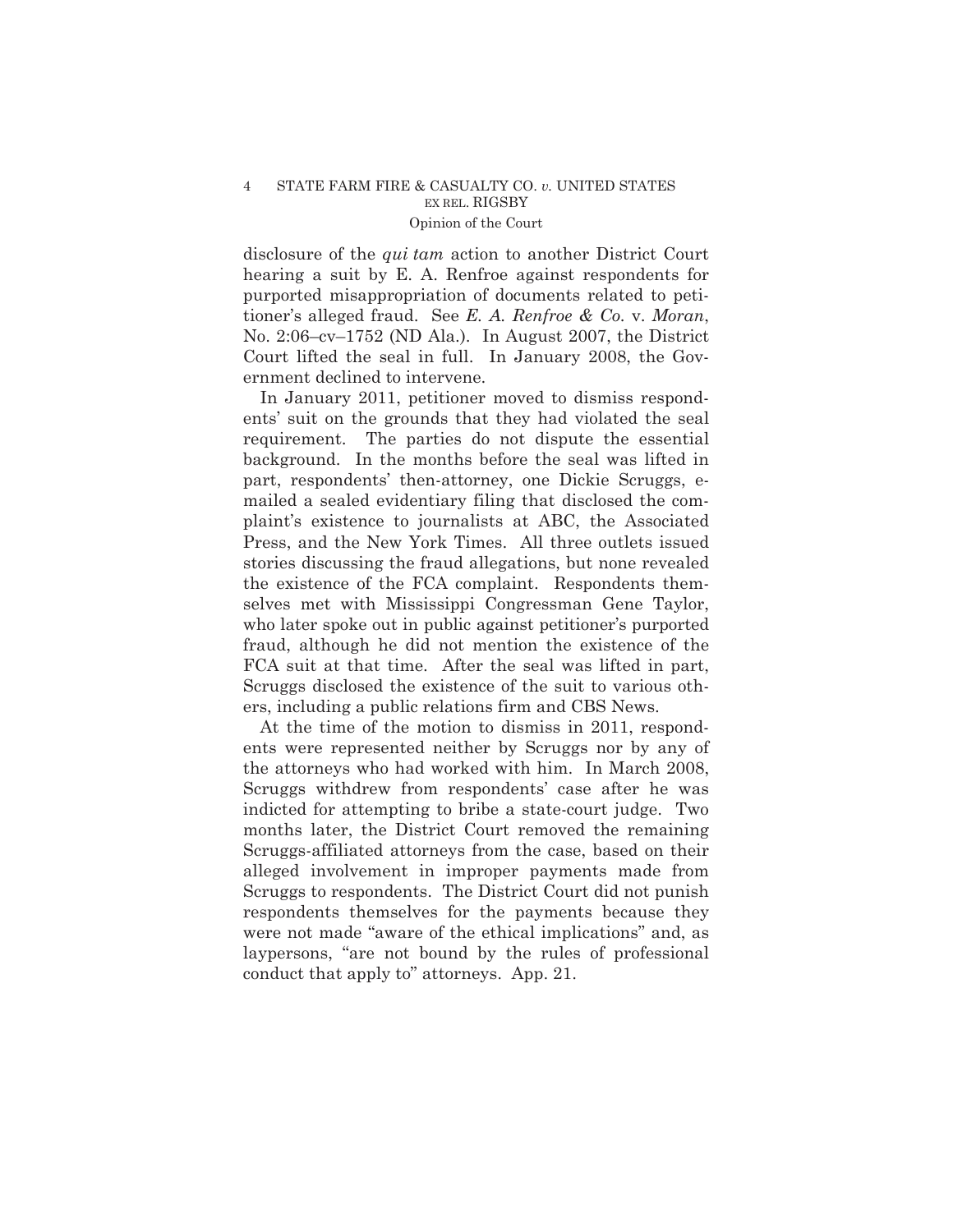disclosure of the *qui tam* action to another District Court hearing a suit by E. A. Renfroe against respondents for purported misappropriation of documents related to petitioner's alleged fraud. See *E. A. Renfroe & Co.* v. *Moran*, No. 2:06–cv–1752 (ND Ala.). In August 2007, the District Court lifted the seal in full. In January 2008, the Government declined to intervene.

In January 2011, petitioner moved to dismiss respondents' suit on the grounds that they had violated the seal requirement. The parties do not dispute the essential background. In the months before the seal was lifted in part, respondents' then-attorney, one Dickie Scruggs, e-mailed a sealed evidentiary filing that disclosed the complaint's existence to journalists at ABC, the Associated Press, and the New York Times. All three outlets issued stories discussing the fraud allegations, but none revealed the existence of the FCA complaint. Respondents themselves met with Mississippi Congressman Gene Taylor, who later spoke out in public against petitioner's purported fraud, although he did not mention the existence of the FCA suit at that time. After the seal was lifted in part, Scruggs disclosed the existence of the suit to various others, including a public relations firm and CBS News.

At the time of the motion to dismiss in 2011, respondents were represented neither by Scruggs nor by any of the attorneys who had worked with him. In March 2008, Scruggs withdrew from respondents' case after he was indicted for attempting to bribe a state-court judge. Two months later, the District Court removed the remaining Scruggs-affiliated attorneys from the case, based on their alleged involvement in improper payments made from Scruggs to respondents. The District Court did not punish respondents themselves for the payments because they were not made "aware of the ethical implications" and, as laypersons, "are not bound by the rules of professional conduct that apply to" attorneys. App. 21.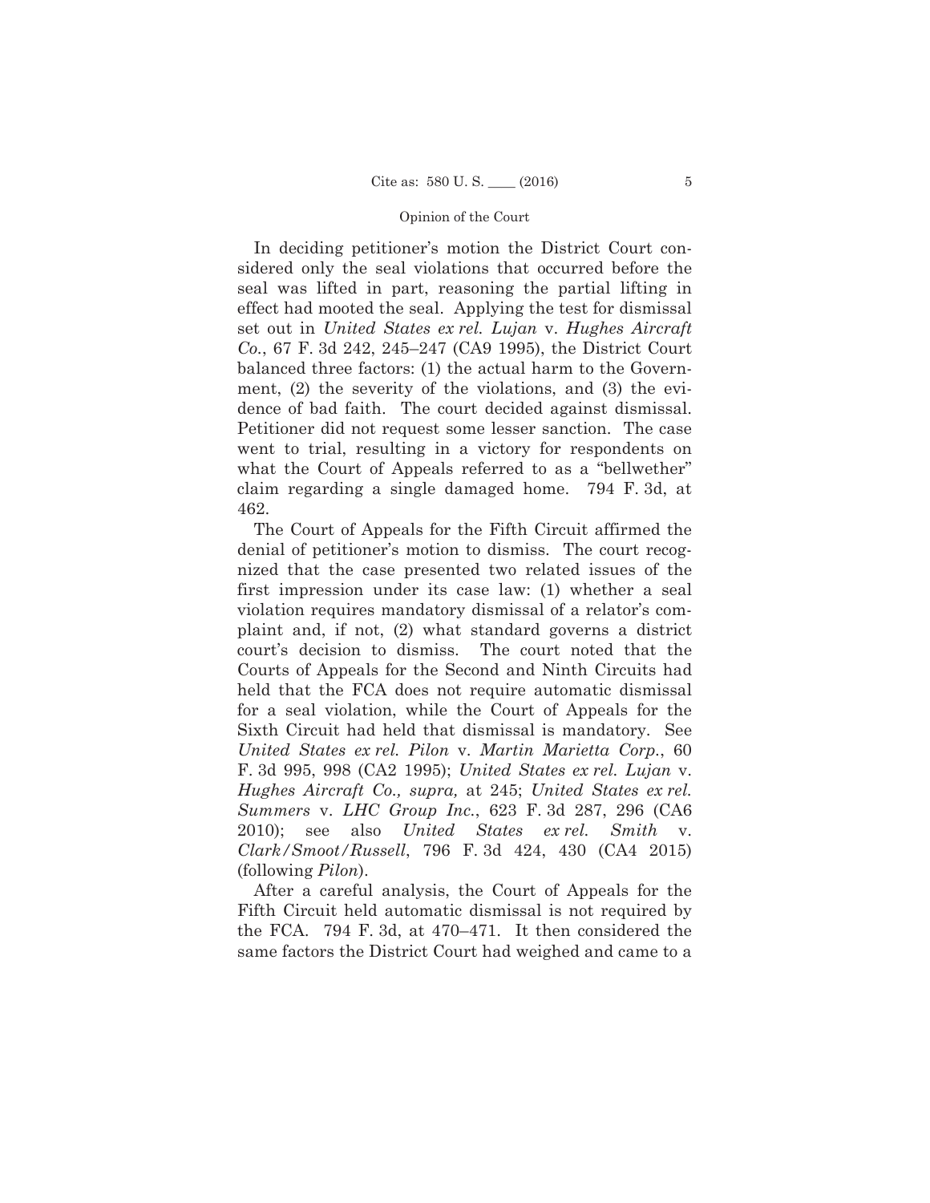In deciding petitioner's motion the District Court considered only the seal violations that occurred before the seal was lifted in part, reasoning the partial lifting in effect had mooted the seal. Applying the test for dismissal set out in *United States ex rel. Lujan* v. *Hughes Aircraft Co.*, 67 F. 3d 242, 245–247 (CA9 1995), the District Court balanced three factors: (1) the actual harm to the Government, (2) the severity of the violations, and (3) the evidence of bad faith. The court decided against dismissal. Petitioner did not request some lesser sanction. The case went to trial, resulting in a victory for respondents on what the Court of Appeals referred to as a "bellwether" claim regarding a single damaged home. 794 F. 3d, at 462.

The Court of Appeals for the Fifth Circuit affirmed the denial of petitioner's motion to dismiss. The court recognized that the case presented two related issues of the first impression under its case law: (1) whether a seal violation requires mandatory dismissal of a relator's complaint and, if not, (2) what standard governs a district court's decision to dismiss. The court noted that the Courts of Appeals for the Second and Ninth Circuits had held that the FCA does not require automatic dismissal for a seal violation, while the Court of Appeals for the Sixth Circuit had held that dismissal is mandatory. See *United States ex rel. Pilon* v. *Martin Marietta Corp.*, 60 F. 3d 995, 998 (CA2 1995); *United States ex rel. Lujan* v. *Hughes Aircraft Co., supra,* at 245; *United States ex rel. Summers* v. *LHC Group Inc.*, 623 F. 3d 287, 296 (CA6 2010); see also *United States ex rel. Smith* v. *Clark/Smoot/Russell*, 796 F. 3d 424, 430 (CA4 2015) (following *Pilon*).

After a careful analysis, the Court of Appeals for the Fifth Circuit held automatic dismissal is not required by the FCA. 794 F. 3d, at 470–471. It then considered the same factors the District Court had weighed and came to a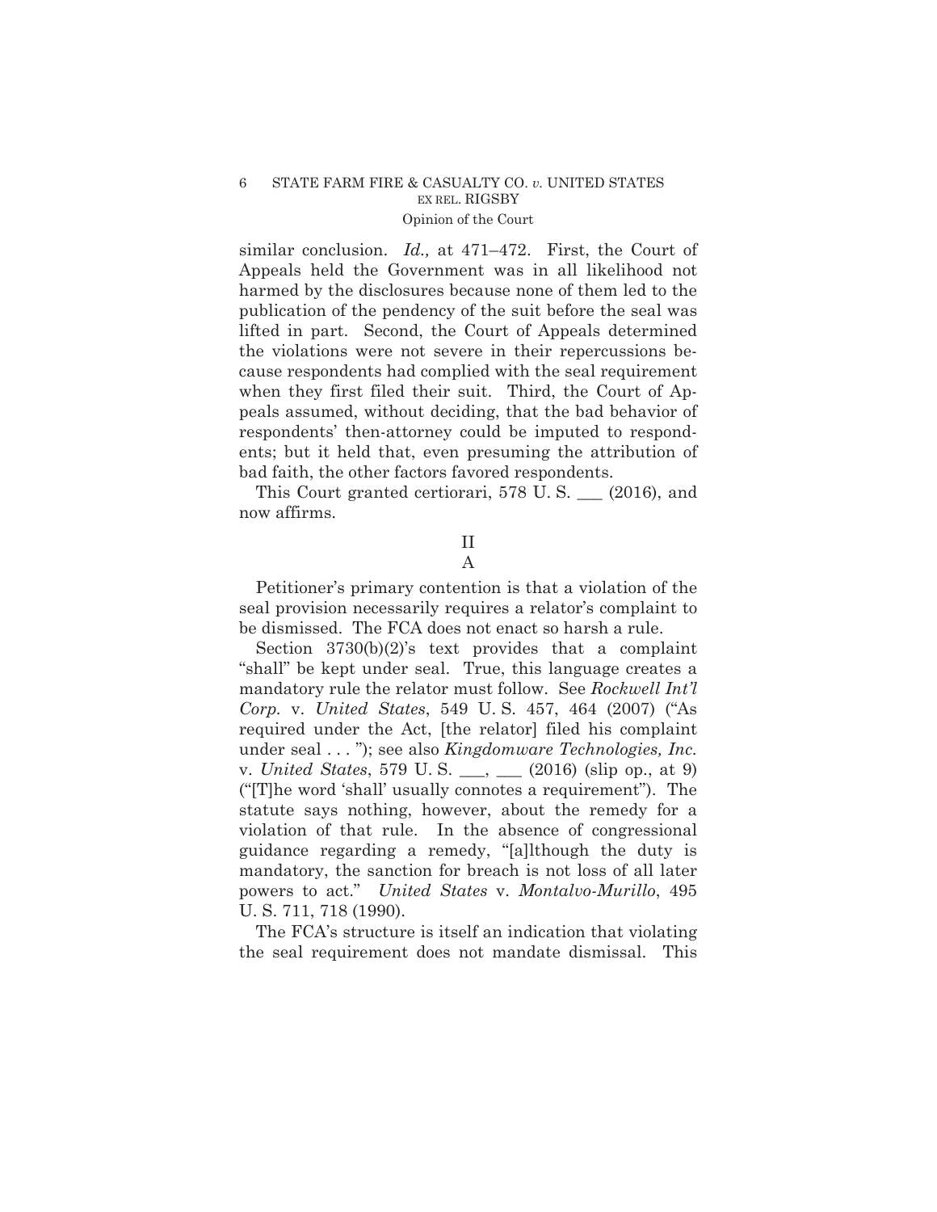similar conclusion. *Id.,* at 471–472. First, the Court of Appeals held the Government was in all likelihood not harmed by the disclosures because none of them led to the publication of the pendency of the suit before the seal was lifted in part. Second, the Court of Appeals determined the violations were not severe in their repercussions because respondents had complied with the seal requirement when they first filed their suit. Third, the Court of Appeals assumed, without deciding, that the bad behavior of respondents' then-attorney could be imputed to respondents; but it held that, even presuming the attribution of bad faith, the other factors favored respondents.

This Court granted certiorari, 578 U. S. ___ (2016), and now affirms.

## II

### A

Petitioner's primary contention is that a violation of the seal provision necessarily requires a relator's complaint to be dismissed. The FCA does not enact so harsh a rule.

Section 3730(b)(2)'s text provides that a complaint "shall" be kept under seal. True, this language creates a mandatory rule the relator must follow. See *Rockwell Int'l Corp.* v. *United States*, 549 U. S. 457, 464 (2007) ("As required under the Act, [the relator] filed his complaint under seal . . . "); see also *Kingdomware Technologies, Inc.* v. *United States*, 579 U. S. ___, ___ (2016) (slip op., at 9) ("[T]he word 'shall' usually connotes a requirement"). The statute says nothing, however, about the remedy for a violation of that rule. In the absence of congressional guidance regarding a remedy, "[a]lthough the duty is mandatory, the sanction for breach is not loss of all later powers to act." *United States* v. *Montalvo-Murillo*, 495 U. S. 711, 718 (1990).

The FCA's structure is itself an indication that violating the seal requirement does not mandate dismissal. This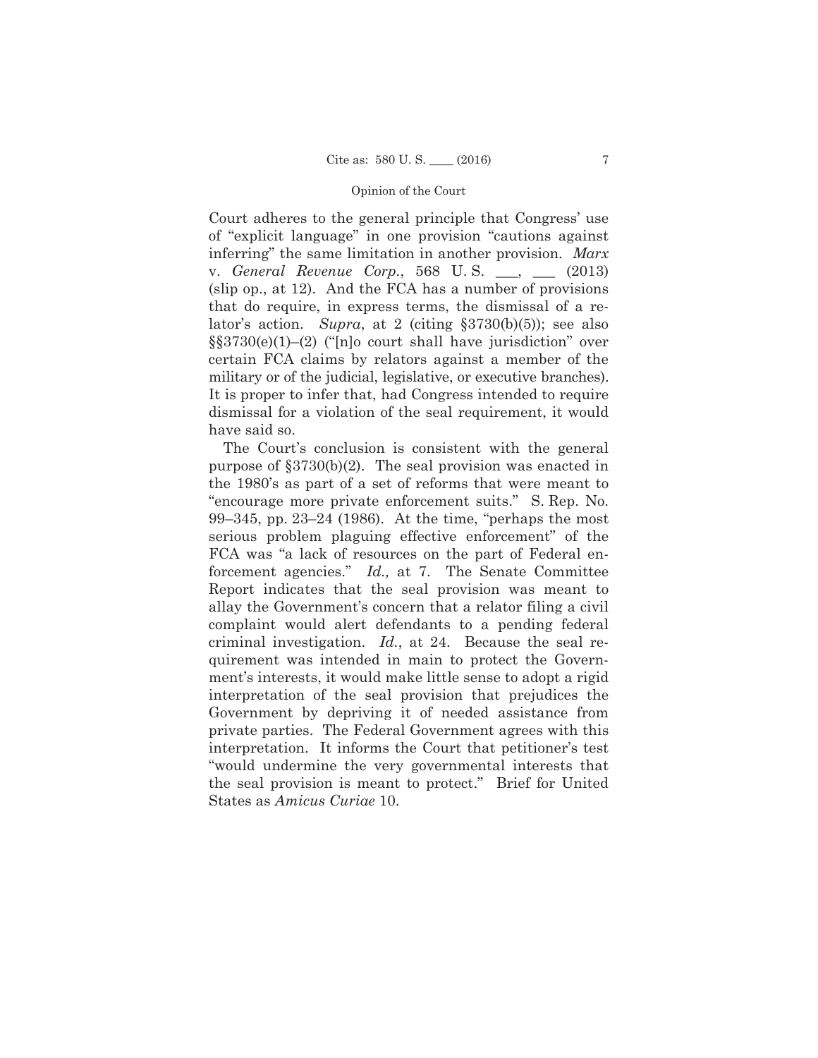Court adheres to the general principle that Congress' use of "explicit language" in one provision "cautions against inferring" the same limitation in another provision. *Marx* v. *General Revenue Corp.*, 568 U. S. ___, ___ (2013) (slip op., at 12). And the FCA has a number of provisions that do require, in express terms, the dismissal of a relator's action. *Supra*, at 2 (citing §3730(b)(5)); see also §§3730(e)(1)–(2) ("[n]o court shall have jurisdiction" over certain FCA claims by relators against a member of the military or of the judicial, legislative, or executive branches). It is proper to infer that, had Congress intended to require dismissal for a violation of the seal requirement, it would have said so.

The Court's conclusion is consistent with the general purpose of §3730(b)(2). The seal provision was enacted in the 1980's as part of a set of reforms that were meant to "encourage more private enforcement suits." S. Rep. No. 99–345, pp. 23–24 (1986). At the time, "perhaps the most serious problem plaguing effective enforcement" of the FCA was "a lack of resources on the part of Federal enforcement agencies." *Id.,* at 7. The Senate Committee Report indicates that the seal provision was meant to allay the Government's concern that a relator filing a civil complaint would alert defendants to a pending federal criminal investigation. *Id.*, at 24. Because the seal requirement was intended in main to protect the Government's interests, it would make little sense to adopt a rigid interpretation of the seal provision that prejudices the Government by depriving it of needed assistance from private parties. The Federal Government agrees with this interpretation. It informs the Court that petitioner's test "would undermine the very governmental interests that the seal provision is meant to protect." Brief for United States as *Amicus Curiae* 10.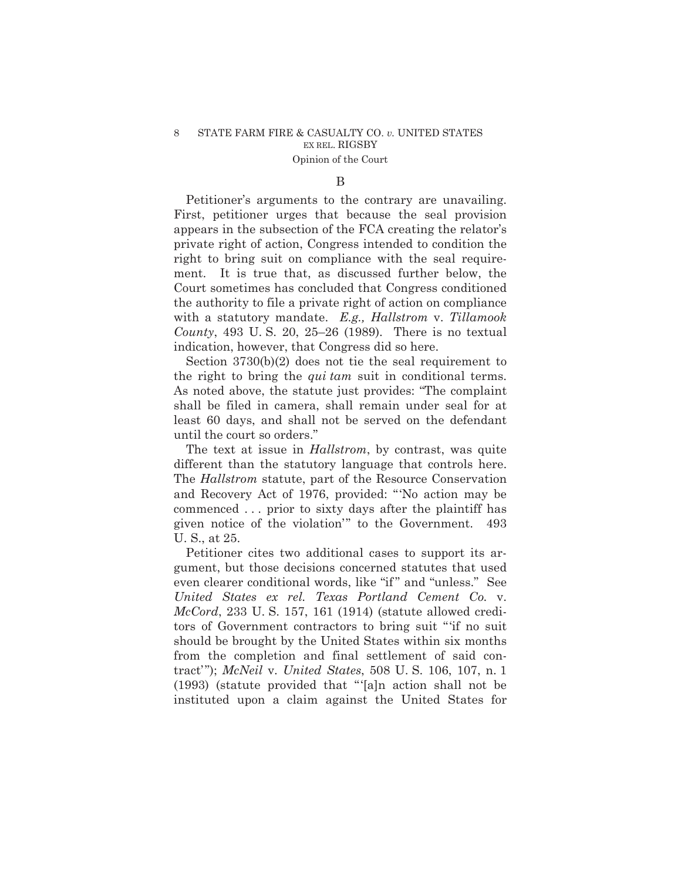B

Petitioner's arguments to the contrary are unavailing. First, petitioner urges that because the seal provision appears in the subsection of the FCA creating the relator's private right of action, Congress intended to condition the right to bring suit on compliance with the seal requirement. It is true that, as discussed further below, the Court sometimes has concluded that Congress conditioned the authority to file a private right of action on compliance with a statutory mandate. *E.g., Hallstrom* v. *Tillamook County*, 493 U. S. 20, 25–26 (1989). There is no textual indication, however, that Congress did so here.

Section 3730(b)(2) does not tie the seal requirement to the right to bring the *qui tam* suit in conditional terms. As noted above, the statute just provides: "The complaint shall be filed in camera, shall remain under seal for at least 60 days, and shall not be served on the defendant until the court so orders."

The text at issue in *Hallstrom*, by contrast, was quite different than the statutory language that controls here. The *Hallstrom* statute, part of the Resource Conservation and Recovery Act of 1976, provided: "'No action may be commenced . . . prior to sixty days after the plaintiff has given notice of the violation'" to the Government. 493 U. S., at 25.

Petitioner cites two additional cases to support its argument, but those decisions concerned statutes that used even clearer conditional words, like "if" and "unless." See *United States ex rel. Texas Portland Cement Co.* v. *McCord*, 233 U. S. 157, 161 (1914) (statute allowed creditors of Government contractors to bring suit "'if no suit should be brought by the United States within six months from the completion and final settlement of said contract'"); *McNeil* v. *United States*, 508 U. S. 106, 107, n. 1 (1993) (statute provided that "'[a]n action shall not be instituted upon a claim against the United States for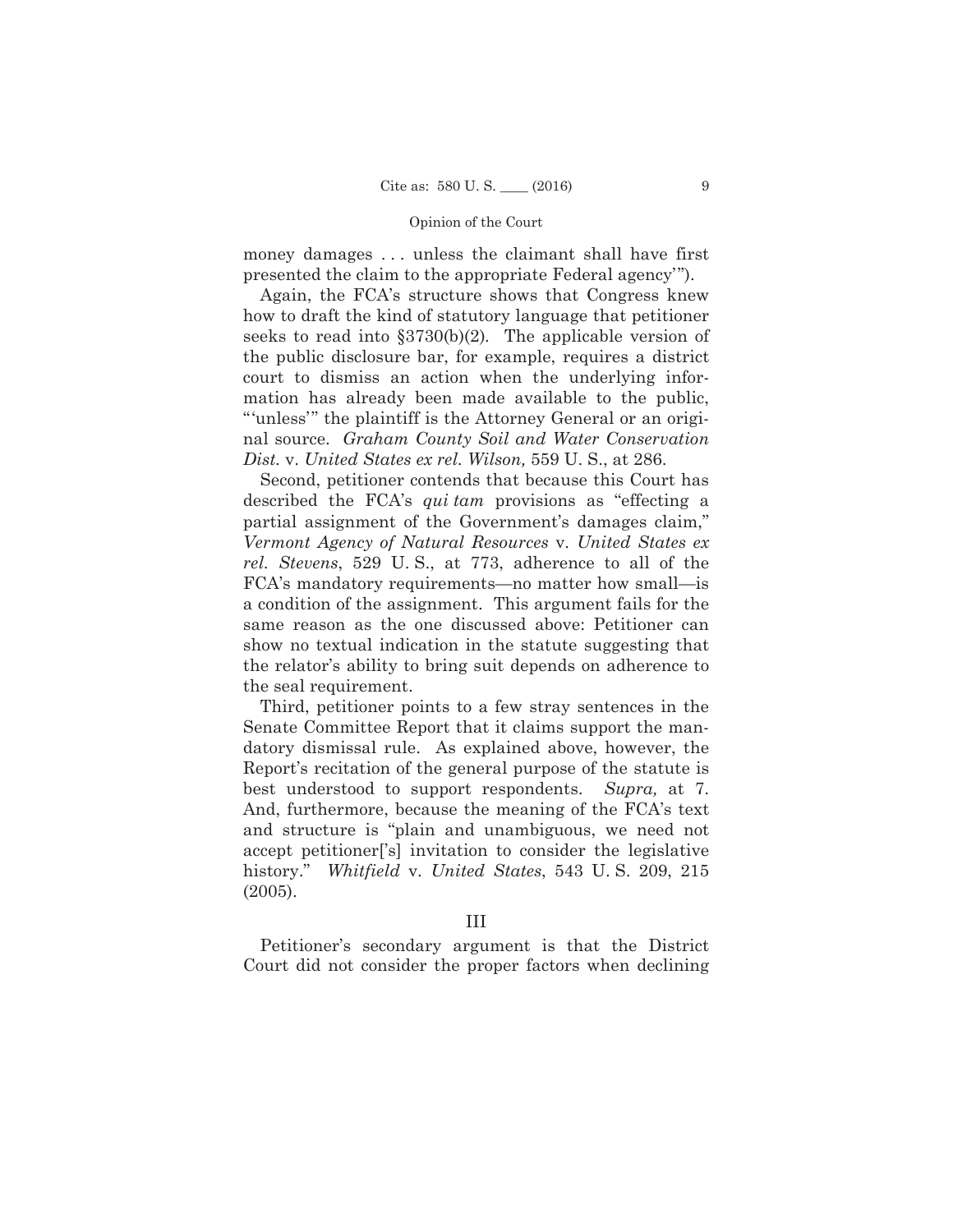money damages . . . unless the claimant shall have first presented the claim to the appropriate Federal agency'").

Again, the FCA's structure shows that Congress knew how to draft the kind of statutory language that petitioner seeks to read into §3730(b)(2). The applicable version of the public disclosure bar, for example, requires a district court to dismiss an action when the underlying information has already been made available to the public, "'unless'" the plaintiff is the Attorney General or an original source. *Graham County Soil and Water Conservation Dist.* v. *United States ex rel. Wilson,* 559 U. S., at 286.

Second, petitioner contends that because this Court has described the FCA's *qui tam* provisions as "effecting a partial assignment of the Government's damages claim," *Vermont Agency of Natural Resources* v. *United States ex rel. Stevens*, 529 U. S., at 773, adherence to all of the FCA's mandatory requirements—no matter how small—is a condition of the assignment. This argument fails for the same reason as the one discussed above: Petitioner can show no textual indication in the statute suggesting that the relator's ability to bring suit depends on adherence to the seal requirement.

Third, petitioner points to a few stray sentences in the Senate Committee Report that it claims support the mandatory dismissal rule. As explained above, however, the Report's recitation of the general purpose of the statute is best understood to support respondents. *Supra,* at 7. And, furthermore, because the meaning of the FCA's text and structure is "plain and unambiguous, we need not accept petitioner['s] invitation to consider the legislative history." *Whitfield* v. *United States*, 543 U. S. 209, 215 (2005).

## III

Petitioner's secondary argument is that the District Court did not consider the proper factors when declining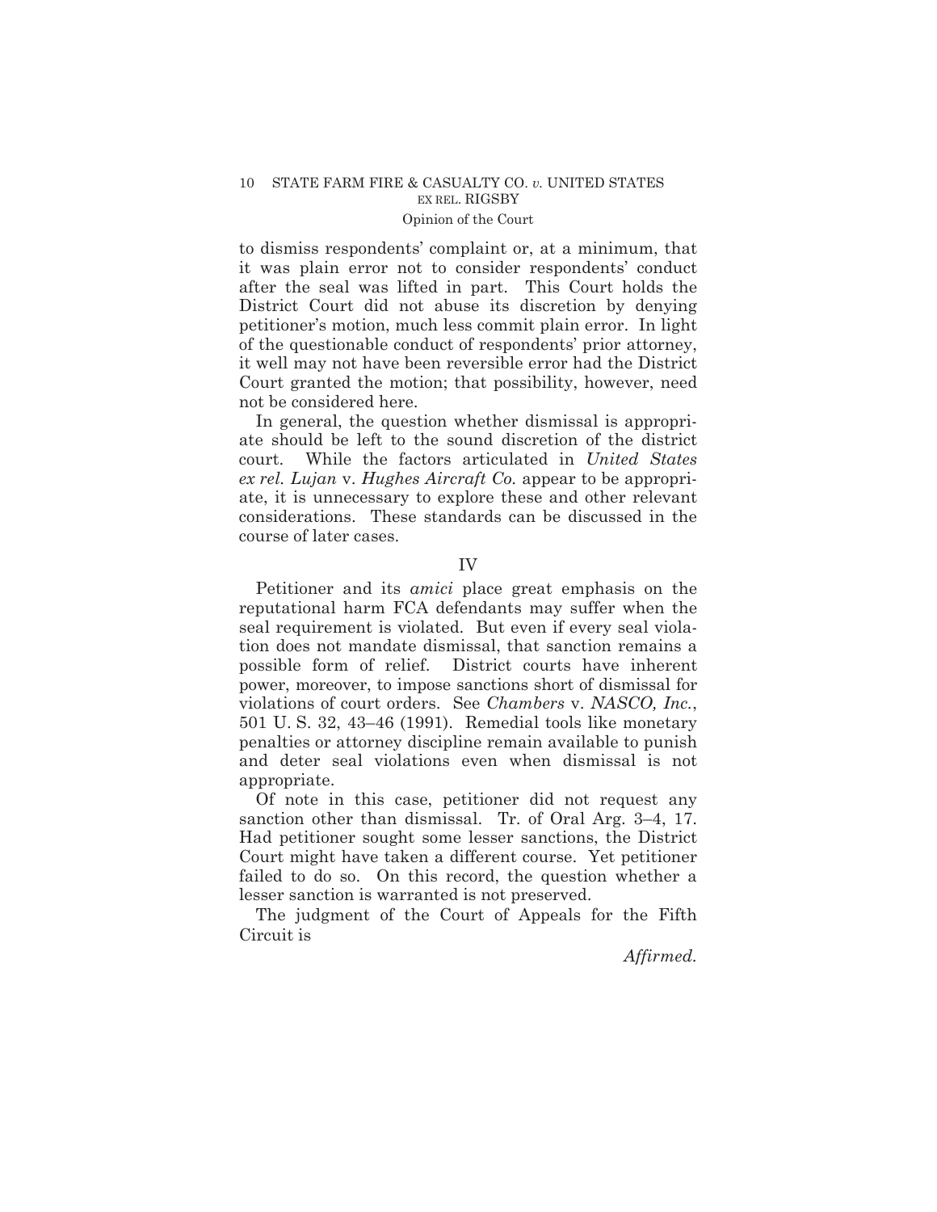to dismiss respondents' complaint or, at a minimum, that it was plain error not to consider respondents' conduct after the seal was lifted in part. This Court holds the District Court did not abuse its discretion by denying petitioner's motion, much less commit plain error. In light of the questionable conduct of respondents' prior attorney, it well may not have been reversible error had the District Court granted the motion; that possibility, however, need not be considered here.

In general, the question whether dismissal is appropriate should be left to the sound discretion of the district court. While the factors articulated in *United States ex rel. Lujan* v. *Hughes Aircraft Co.* appear to be appropriate, it is unnecessary to explore these and other relevant considerations. These standards can be discussed in the course of later cases.

## IV

Petitioner and its *amici* place great emphasis on the reputational harm FCA defendants may suffer when the seal requirement is violated. But even if every seal violation does not mandate dismissal, that sanction remains a possible form of relief. District courts have inherent power, moreover, to impose sanctions short of dismissal for violations of court orders. See *Chambers* v. *NASCO, Inc.*, 501 U. S. 32, 43–46 (1991). Remedial tools like monetary penalties or attorney discipline remain available to punish and deter seal violations even when dismissal is not appropriate.

Of note in this case, petitioner did not request any sanction other than dismissal. Tr. of Oral Arg. 3–4, 17. Had petitioner sought some lesser sanctions, the District Court might have taken a different course. Yet petitioner failed to do so. On this record, the question whether a lesser sanction is warranted is not preserved.

The judgment of the Court of Appeals for the Fifth Circuit is

*Affirmed.*